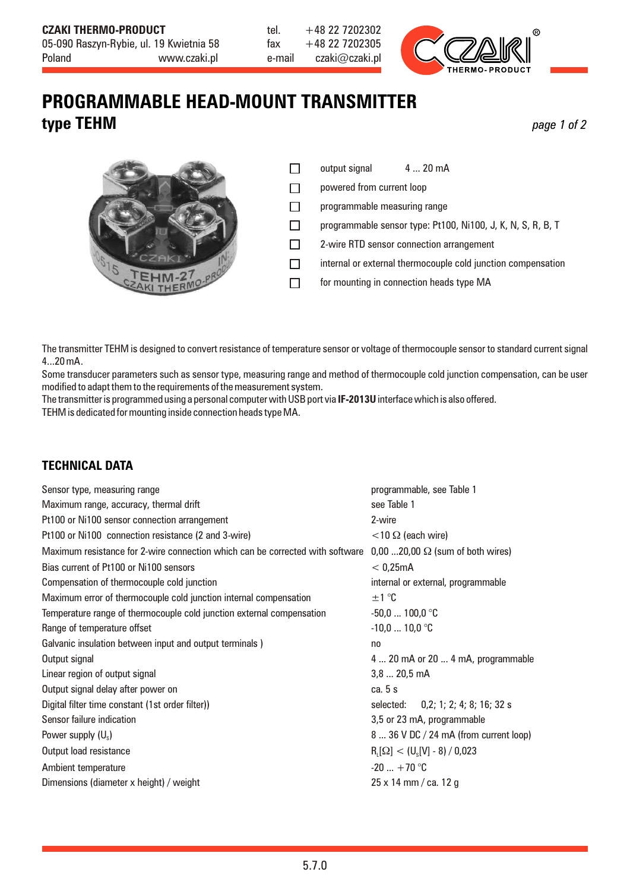CZAKI THERMO-PRODUCT
05-090 Raszyn-Rybie, ul. 19 Kwietnia 58
Poland www.czaki.pl

tel. +48 22 7202302
fax +48 22 7202305
e-mail czaki@czaki.pl

# PROGRAMMABLE HEAD-MOUNT TRANSMITTER
## type TEHM

- output signal 4 ... 20 mA
- powered from current loop
- programmable measuring range
- programmable sensor type: Pt100, Ni100, J, K, N, S, R, B, T
- 2-wire RTD sensor connection arrangement
- internal or external thermocouple cold junction compensation
- for mounting in connection heads type MA

The transmitter TEHM is designed to convert resistance of temperature sensor or voltage of thermocouple sensor to standard current signal 4...20 mA.
Some transducer parameters such as sensor type, measuring range and method of thermocouple cold junction compensation, can be user modified to adapt them to the requirements of the measurement system.
The transmitter is programmed using a personal computer with USB port via **IF-2013U** interface which is also offered.
TEHM is dedicated for mounting inside connection heads type MA.

## TECHNICAL DATA

| | |
|---|---|
| Sensor type, measuring range | programmable, see Table 1 |
| Maximum range, accuracy, thermal drift | see Table 1 |
| Pt100 or Ni100 sensor connection arrangement | 2-wire |
| Pt100 or Ni100 connection resistance (2 and 3-wire) | <10 Ω (each wire) |
| Maximum resistance for 2-wire connection which can be corrected with software | 0,00 ...20,00 Ω (sum of both wires) |
| Bias current of Pt100 or Ni100 sensors | < 0,25mA |
| Compensation of thermocouple cold junction | internal or external, programmable |
| Maximum error of thermocouple cold junction internal compensation | ±1 °C |
| Temperature range of thermocouple cold junction external compensation | -50,0 ... 100,0 °C |
| Range of temperature offset | -10,0 ... 10,0 °C |
| Galvanic insulation between input and output terminals ) | no |
| Output signal | 4 ... 20 mA or 20 ... 4 mA, programmable |
| Linear region of output signal | 3,8 ... 20,5 mA |
| Output signal delay after power on | ca. 5 s |
| Digital filter time constant (1st order filter)) | selected: 0,2; 1; 2; 4; 8; 16; 32 s |
| Sensor failure indication | 3,5 or 23 mA, programmable |
| Power supply ($U_s$) | 8 ... 36 V DC / 24 mA (from current loop) |
| Output load resistance | $R_L[\Omega] < (U_s[V] - 8) / 0{,}023$ |
| Ambient temperature | -20 ... +70 °C |
| Dimensions (diameter x height) / weight | 25 x 14 mm / ca. 12 g |

5.7.0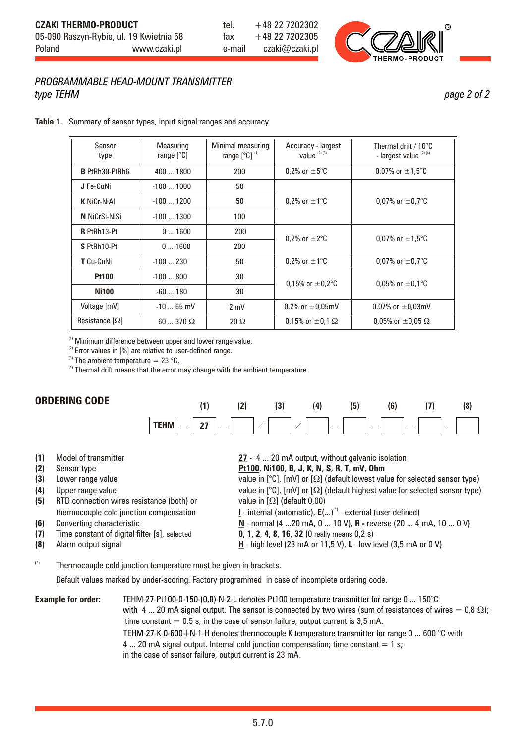PROGRAMMABLE HEAD-MOUNT TRANSMITTER
*type TEHM*

**Table 1.** Summary of sensor types, input signal ranges and accuracy

| Sensor type | Measuring range [°C] | Minimal measuring range [°C] [1] | Accuracy - largest value [2],[3] | Thermal drift / 10°C - largest value [2],[4] |
|---|---|---|---|---|
| **B** PtRh30-PtRh6 | 400 ... 1800 | 200 | 0,2% or ±5°C | 0,07% or ±1,5°C |
| **J** Fe-CuNi | -100 ... 1000 | 50 | 0,2% or ±1°C | 0,07% or ±0,7°C |
| **K** NiCr-NiAl | -100 ... 1200 | 50 | | |
| **N** NiCrSi-NiSi | -100 ... 1300 | 100 | | |
| **R** PtRh13-Pt | 0 ... 1600 | 200 | 0,2% or ±2°C | 0,07% or ±1,5°C |
| **S** PtRh10-Pt | 0 ... 1600 | 200 | | |
| **T** Cu-CuNi | -100 ... 230 | 50 | 0,2% or ±1°C | 0,07% or ±0,7°C |
| **Pt100** | -100 ... 800 | 30 | 0,15% or ±0,2°C | 0,05% or ±0,1°C |
| **Ni100** | -60 ... 180 | 30 | | |
| Voltage [mV] | -10 ... 65 mV | 2 mV | 0,2% or ±0,05mV | 0,07% or ±0,03mV |
| Resistance [Ω] | 60 ... 370 Ω | 20 Ω | 0,15% or ±0,1 Ω | 0,05% or ±0,05 Ω |

[1] Minimum difference between upper and lower range value.
[2] Error values in [%] are relative to user-defined range.
[3] The ambient temperature = 23 °C.
[4] Thermal drift means that the error may change with the ambient temperature.

## ORDERING CODE

| | (1) | (2) | (3) | (4) | (5) | (6) | (7) | (8) |
|---|---|---|---|---|---|---|---|---|
| TEHM — | 27 — | — / | / | — | — | — | — | |

- **(1)** Model of transmitter — **27** - 4 ... 20 mA output, without galvanic isolation
- **(2)** Sensor type — **Pt100**, **Ni100**, **B**, **J**, **K**, **N**, **S**, **R**, **T**, **mV**, **Ohm**
- **(3)** Lower range value — value in [°C], [mV] or [Ω] (default lowest value for selected sensor type)
- **(4)** Upper range value — value in [°C], [mV] or [Ω] (default highest value for selected sensor type)
- **(5)** RTD connection wires resistance (both) or thermocouple cold junction compensation — value in [Ω] (default 0,00); **I** - internal (automatic), **E**(...)[*] - external (user defined)
- **(6)** Converting characteristic — **N** - normal (4 ...20 mA, 0 ... 10 V), **R** - reverse (20 ... 4 mA, 10 ... 0 V)
- **(7)** Time constant of digital filter [s], selected — **0**, **1**, **2**, **4**, **8**, **16**, **32** (0 really means 0,2 s)
- **(8)** Alarm output signal — **H** - high level (23 mA or 11,5 V), **L** - low level (3,5 mA or 0 V)

[*] Thermocouple cold junction temperature must be given in brackets.

Default values marked by under-scoring. Factory programmed in case of incomplete ordering code.

**Example for order:** TEHM-27-Pt100-0-150-(0,8)-N-2-L denotes Pt100 temperature transmitter for range 0 ... 150°C with 4 ... 20 mA signal output. The sensor is connected by two wires (sum of resistances of wires = 0,8 Ω); time constant = 0.5 s; in the case of sensor failure, output current is 3,5 mA.

TEHM-27-K-0-600-I-N-1-H denotes thermocouple K temperature transmitter for range 0 ... 600 °C with 4 ... 20 mA signal output. Internal cold junction compensation; time constant = 1 s; in the case of sensor failure, output current is 23 mA.